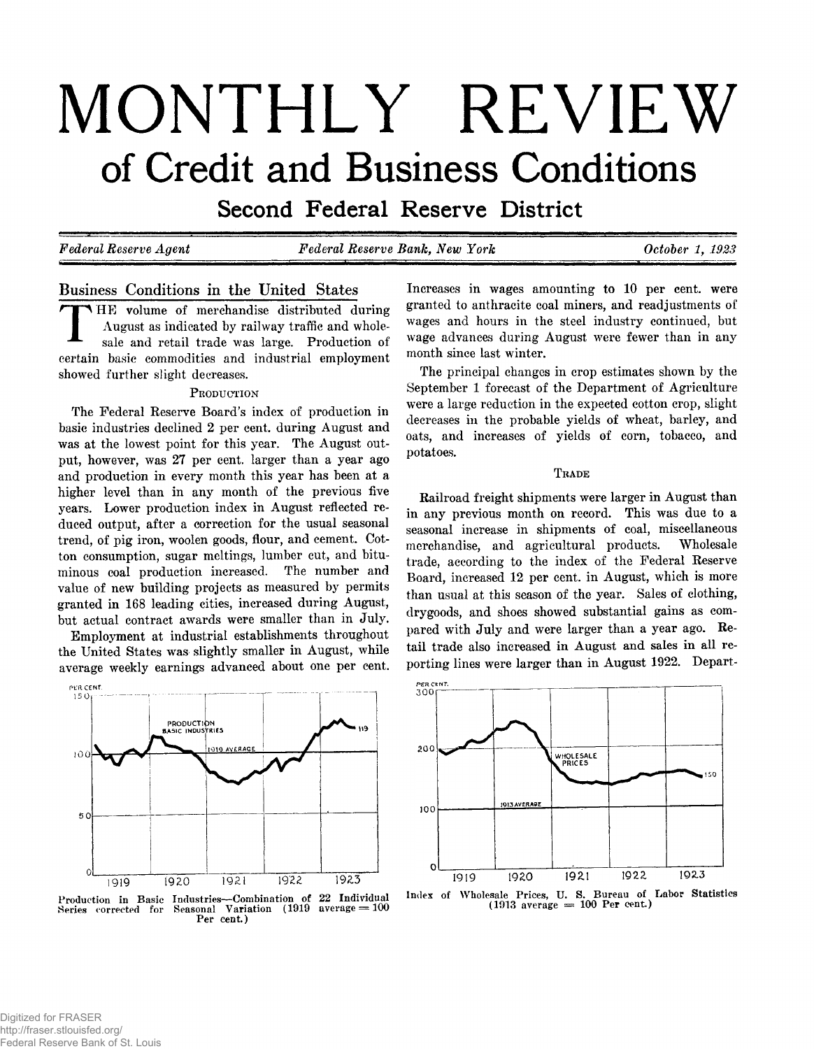# MONTHLY REVIEW

## of Credit and Business Conditions

### Second Federal Reserve District

*Federal Reserve Agent* — *Federal Reserve Bank, New York* — *October 1, 1923*

## Business Conditions in the United States

THE volume of merchandise distributed during August as indicated by railway traffic and wholesale and retail trade was large. Production of certain basic commodities and industrial employment showed further slight decreases.

### Production

The Federal Reserve Board's index of production in basic industries declined 2 per cent. during August and was at the lowest point for this year. The August output, however, was 27 per cent. larger than a year ago and production in every month this year has been at a higher level than in any month of the previous five years. Lower production index in August reflected reduced output, after a correction for the usual seasonal trend, of pig iron, woolen goods, flour, and cement. Cotton consumption, sugar meltings, lumber cut, and bituminous coal production increased. The number and value of new building projects as measured by permits granted in 168 leading cities, increased during August, but actual contract awards were smaller than in July.

Employment at industrial establishments throughout the United States was slightly smaller in August, while average weekly earnings advanced about one per cent. Increases in wages amounting to 10 per cent. were granted to anthracite coal miners, and readjustments of wages and hours in the steel industry continued, but wage advances during August were fewer than in any month since last winter.

The principal changes in crop estimates shown by the September 1 forecast of the Department of Agriculture were a large reduction in the expected cotton crop, slight decreases in the probable yields of wheat, barley, and oats, and increases of yields of corn, tobacco, and potatoes.

### Trade

Railroad freight shipments were larger in August than in any previous month on record. This was due to a seasonal increase in shipments of coal, miscellaneous merchandise, and agricultural products. Wholesale trade, according to the index of the Federal Reserve Board, increased 12 per cent. in August, which is more than usual at this season of the year. Sales of clothing, drygoods, and shoes showed substantial gains as compared with July and were larger than a year ago. Retail trade also increased in August and sales in all reporting lines were larger than in August 1922. Depart-

Production in Basic Industries—Combination of 22 Individual Series corrected for Seasonal Variation (1919 average = 100 Per cent.)

Index of Wholesale Prices, U. S. Bureau of Labor Statistics (1913 average = 100 Per cent.)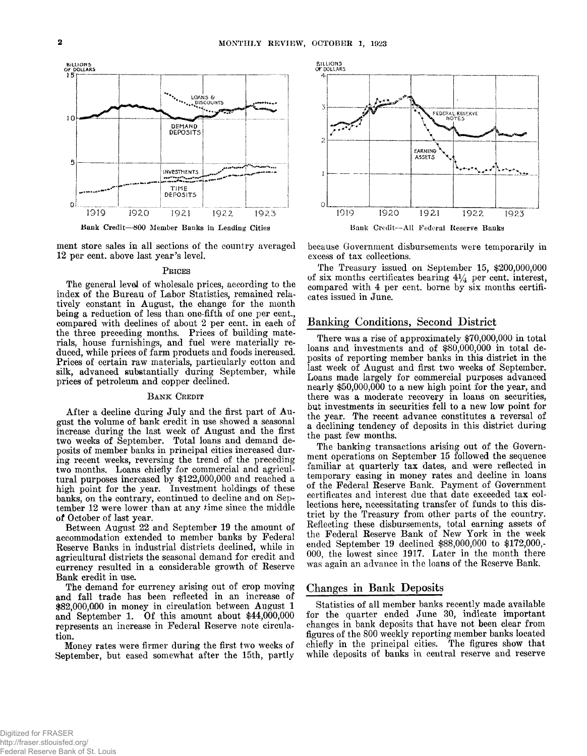Bank Credit—800 Member Banks in Leading Cities

Bank Credit—All Federal Reserve Banks

ment store sales in all sections of the country averaged 12 per cent. above last year's level.

### Prices

The general level of wholesale prices, according to the index of the Bureau of Labor Statistics, remained relatively constant in August, the change for the month being a reduction of less than one-fifth of one per cent., compared with declines of about 2 per cent. in each of the three preceding months. Prices of building materials, house furnishings, and fuel were materially reduced, while prices of farm products and foods increased. Prices of certain raw materials, particularly cotton and silk, advanced substantially during September, while prices of petroleum and copper declined.

### Bank Credit

After a decline during July and the first part of August the volume of bank credit in use showed a seasonal increase during the last week of August and the first two weeks of September. Total loans and demand deposits of member banks in principal cities increased during recent weeks, reversing the trend of the preceding two months. Loans chiefly for commercial and agricultural purposes increased by $122,000,000 and reached a high point for the year. Investment holdings of these banks, on the contrary, continued to decline and on September 12 were lower than at any time since the middle of October of last year.

Between August 22 and September 19 the amount of accommodation extended to member banks by Federal Reserve Banks in industrial districts declined, while in agricultural districts the seasonal demand for credit and currency resulted in a considerable growth of Reserve Bank credit in use.

The demand for currency arising out of crop moving and fall trade has been reflected in an increase of $82,000,000 in money in circulation between August 1 and September 1. Of this amount about $44,000,000 represents an increase in Federal Reserve note circulation.

Money rates were firmer during the first two weeks of September, but eased somewhat after the 15th, partly because Government disbursements were temporarily in excess of tax collections.

The Treasury issued on September 15, $200,000,000 of six months certificates bearing 4¼ per cent. interest, compared with 4 per cent. borne by six months certificates issued in June.

## Banking Conditions, Second District

There was a rise of approximately $70,000,000 in total loans and investments and of $80,000,000 in total deposits of reporting member banks in this district in the last week of August and first two weeks of September. Loans made largely for commercial purposes advanced nearly $50,000,000 to a new high point for the year, and there was a moderate recovery in loans on securities, but investments in securities fell to a new low point for the year. The recent advance constitutes a reversal of a declining tendency of deposits in this district during the past few months.

The banking transactions arising out of the Government operations on September 15 followed the sequence familiar at quarterly tax dates, and were reflected in temporary easing in money rates and decline in loans of the Federal Reserve Bank. Payment of Government certificates and interest due that date exceeded tax collections here, necessitating transfer of funds to this district by the Treasury from other parts of the country. Reflecting these disbursements, total earning assets of the Federal Reserve Bank of New York in the week ended September 19 declined $88,000,000 to $172,000,000, the lowest since 1917. Later in the month there was again an advance in the loans of the Reserve Bank.

## Changes in Bank Deposits

Statistics of all member banks recently made available for the quarter ended June 30, indicate important changes in bank deposits that have not been clear from figures of the 800 weekly reporting member banks located chiefly in the principal cities. The figures show that while deposits of banks in central reserve and reserve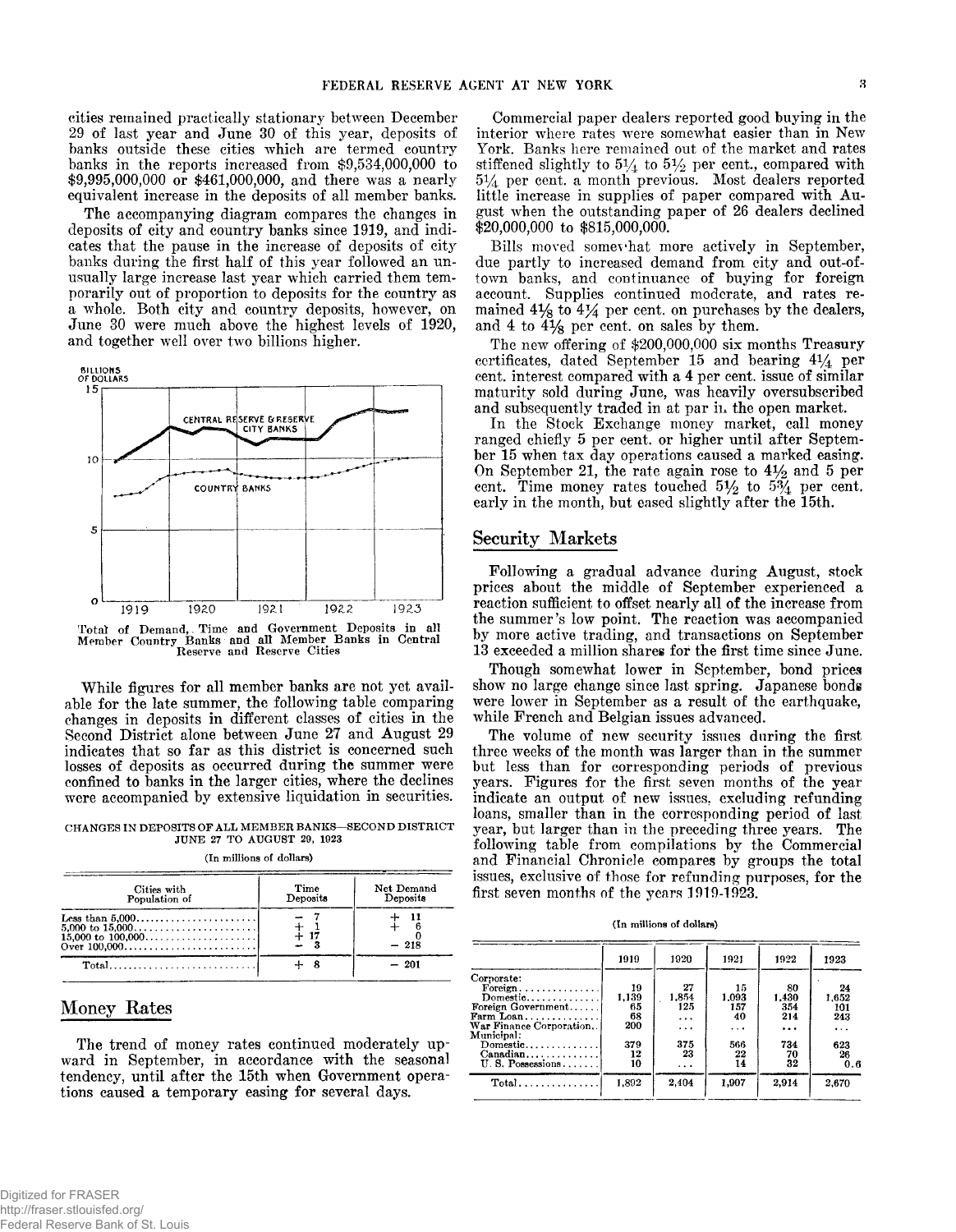cities remained practically stationary between December 29 of last year and June 30 of this year, deposits of banks outside these cities which are termed country banks in the reports increased from \$9,534,000,000 to \$9,995,000,000 or \$461,000,000, and there was a nearly equivalent increase in the deposits of all member banks.

The accompanying diagram compares the changes in deposits of city and country banks since 1919, and indicates that the pause in the increase of deposits of city banks during the first half of this year followed an unusually large increase last year which carried them temporarily out of proportion to deposits for the country as a whole. Both city and country deposits, however, on June 30 were much above the highest levels of 1920, and together well over two billions higher.

Total of Demand, Time and Government Deposits in all Member Country Banks and all Member Banks in Central Reserve and Reserve Cities

While figures for all member banks are not yet available for the late summer, the following table comparing changes in deposits in different classes of cities in the Second District alone between June 27 and August 29 indicates that so far as this district is concerned such losses of deposits as occurred during the summer were confined to banks in the larger cities, where the declines were accompanied by extensive liquidation in securities.

CHANGES IN DEPOSITS OF ALL MEMBER BANKS—SECOND DISTRICT JUNE 27 TO AUGUST 29, 1923

(In millions of dollars)

| Cities with Population of | Time Deposits | Net Demand Deposits |
|---|---|---|
| Less than 5,000 | − 7 | + 11 |
| 5,000 to 15,000 | + 1 | + 6 |
| 15,000 to 100,000 | + 17 | 0 |
| Over 100,000 | − 3 | − 218 |
| Total | + 8 | − 201 |

## Money Rates

The trend of money rates continued moderately upward in September, in accordance with the seasonal tendency, until after the 15th when Government operations caused a temporary easing for several days.

Commercial paper dealers reported good buying in the interior where rates were somewhat easier than in New York. Banks here remained out of the market and rates stiffened slightly to 5¼ to 5½ per cent., compared with 5¼ per cent. a month previous. Most dealers reported little increase in supplies of paper compared with August when the outstanding paper of 26 dealers declined \$20,000,000 to \$815,000,000.

Bills moved somewhat more actively in September, due partly to increased demand from city and out-of-town banks, and continuance of buying for foreign account. Supplies continued moderate, and rates remained 4⅛ to 4¼ per cent. on purchases by the dealers, and 4 to 4⅛ per cent. on sales by them.

The new offering of \$200,000,000 six months Treasury certificates, dated September 15 and bearing 4¼ per cent. interest compared with a 4 per cent. issue of similar maturity sold during June, was heavily oversubscribed and subsequently traded in at par in the open market.

In the Stock Exchange money market, call money ranged chiefly 5 per cent. or higher until after September 15 when tax day operations caused a marked easing. On September 21, the rate again rose to 4½ and 5 per cent. Time money rates touched 5½ to 5¾ per cent. early in the month, but eased slightly after the 15th.

## Security Markets

Following a gradual advance during August, stock prices about the middle of September experienced a reaction sufficient to offset nearly all of the increase from the summer's low point. The reaction was accompanied by more active trading, and transactions on September 13 exceeded a million shares for the first time since June.

Though somewhat lower in September, bond prices show no large change since last spring. Japanese bonds were lower in September as a result of the earthquake, while French and Belgian issues advanced.

The volume of new security issues during the first three weeks of the month was larger than in the summer but less than for corresponding periods of previous years. Figures for the first seven months of the year indicate an output of new issues, excluding refunding loans, smaller than in the corresponding period of last year, but larger than in the preceding three years. The following table from compilations by the Commercial and Financial Chronicle compares by groups the total issues, exclusive of those for refunding purposes, for the first seven months of the years 1919-1923.

(In millions of dollars)

| | 1919 | 1920 | 1921 | 1922 | 1923 |
|---|---|---|---|---|---|
| Corporate: | | | | | |
| Foreign | 19 | 27 | 15 | 80 | 24 |
| Domestic | 1,139 | 1,854 | 1,093 | 1,430 | 1,652 |
| Foreign Government | 65 | 125 | 157 | 354 | 101 |
| Farm Loan | 68 | ... | 40 | 214 | 243 |
| War Finance Corporation | 200 | ... | ... | ... | ... |
| Municipal: | | | | | |
| Domestic | 379 | 375 | 566 | 734 | 623 |
| Canadian | 12 | 23 | 22 | 70 | 26 |
| U. S. Possessions | 10 | ... | 14 | 32 | 0.6 |
| Total | 1,892 | 2,404 | 1,907 | 2,914 | 2,670 |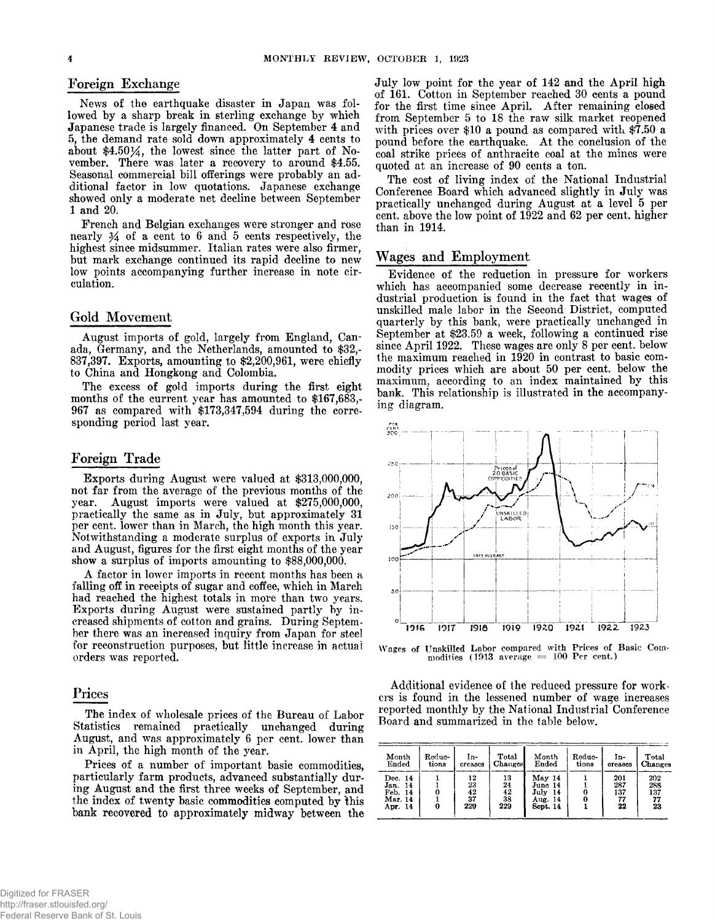## Foreign Exchange

News of the earthquake disaster in Japan was followed by a sharp break in sterling exchange by which Japanese trade is largely financed. On September 4 and 5, the demand rate sold down approximately 4 cents to about \$4.50¼, the lowest since the latter part of November. There was later a recovery to around \$4.55. Seasonal commercial bill offerings were probably an additional factor in low quotations. Japanese exchange showed only a moderate net decline between September 1 and 20.

French and Belgian exchanges were stronger and rose nearly ¾ of a cent to 6 and 5 cents respectively, the highest since midsummer. Italian rates were also firmer, but mark exchange continued its rapid decline to new low points accompanying further increase in note circulation.

## Gold Movement

August imports of gold, largely from England, Canada, Germany, and the Netherlands, amounted to \$32,837,397. Exports, amounting to \$2,200,961, were chiefly to China and Hongkong and Colombia.

The excess of gold imports during the first eight months of the current year has amounted to \$167,683,967 as compared with \$173,347,594 during the corresponding period last year.

## Foreign Trade

Exports during August were valued at \$313,000,000, not far from the average of the previous months of the year. August imports were valued at \$275,000,000, practically the same as in July, but approximately 31 per cent. lower than in March, the high month this year. Notwithstanding a moderate surplus of exports in July and August, figures for the first eight months of the year show a surplus of imports amounting to \$88,000,000.

A factor in lower imports in recent months has been a falling off in receipts of sugar and coffee, which in March had reached the highest totals in more than two years. Exports during August were sustained partly by increased shipments of cotton and grains. During September there was an increased inquiry from Japan for steel for reconstruction purposes, but little increase in actual orders was reported.

## Prices

The index of wholesale prices of the Bureau of Labor Statistics remained practically unchanged during August, and was approximately 6 per cent. lower than in April, the high month of the year.

Prices of a number of important basic commodities, particularly farm products, advanced substantially during August and the first three weeks of September, and the index of twenty basic commodities computed by this bank recovered to approximately midway between the July low point for the year of 142 and the April high of 161. Cotton in September reached 30 cents a pound for the first time since April. After remaining closed from September 5 to 18 the raw silk market reopened with prices over \$10 a pound as compared with \$7.50 a pound before the earthquake. At the conclusion of the coal strike prices of anthracite coal at the mines were quoted at an increase of 90 cents a ton.

The cost of living index of the National Industrial Conference Board which advanced slightly in July was practically unchanged during August at a level 5 per cent. above the low point of 1922 and 62 per cent. higher than in 1914.

## Wages and Employment

Evidence of the reduction in pressure for workers which has accompanied some decrease recently in industrial production is found in the fact that wages of unskilled male labor in the Second District, computed quarterly by this bank, were practically unchanged in September at \$23.59 a week, following a continued rise since April 1922. These wages are only 8 per cent. below the maximum reached in 1920 in contrast to basic commodity prices which are about 50 per cent. below the maximum, according to an index maintained by this bank. This relationship is illustrated in the accompanying diagram.

Wages of Unskilled Labor compared with Prices of Basic Commodities (1913 average = 100 Per cent.)

Additional evidence of the reduced pressure for workers is found in the lessened number of wage increases reported monthly by the National Industrial Conference Board and summarized in the table below.

| Month Ended | Reductions | Increases | Total Changes | Month Ended | Reductions | Increases | Total Changes |
|---|---|---|---|---|---|---|---|
| Dec. 14 | 1 | 12 | 13 | May 14 | 1 | 201 | 202 |
| Jan. 14 | 1 | 23 | 24 | June 14 | 1 | 287 | 288 |
| Feb. 14 | 0 | 42 | 42 | July 14 | 0 | 137 | 137 |
| Mar. 14 | 1 | 37 | 38 | Aug. 14 | 0 | 77 | 77 |
| Apr. 14 | 0 | 229 | 229 | Sept. 14 | 1 | 22 | 23 |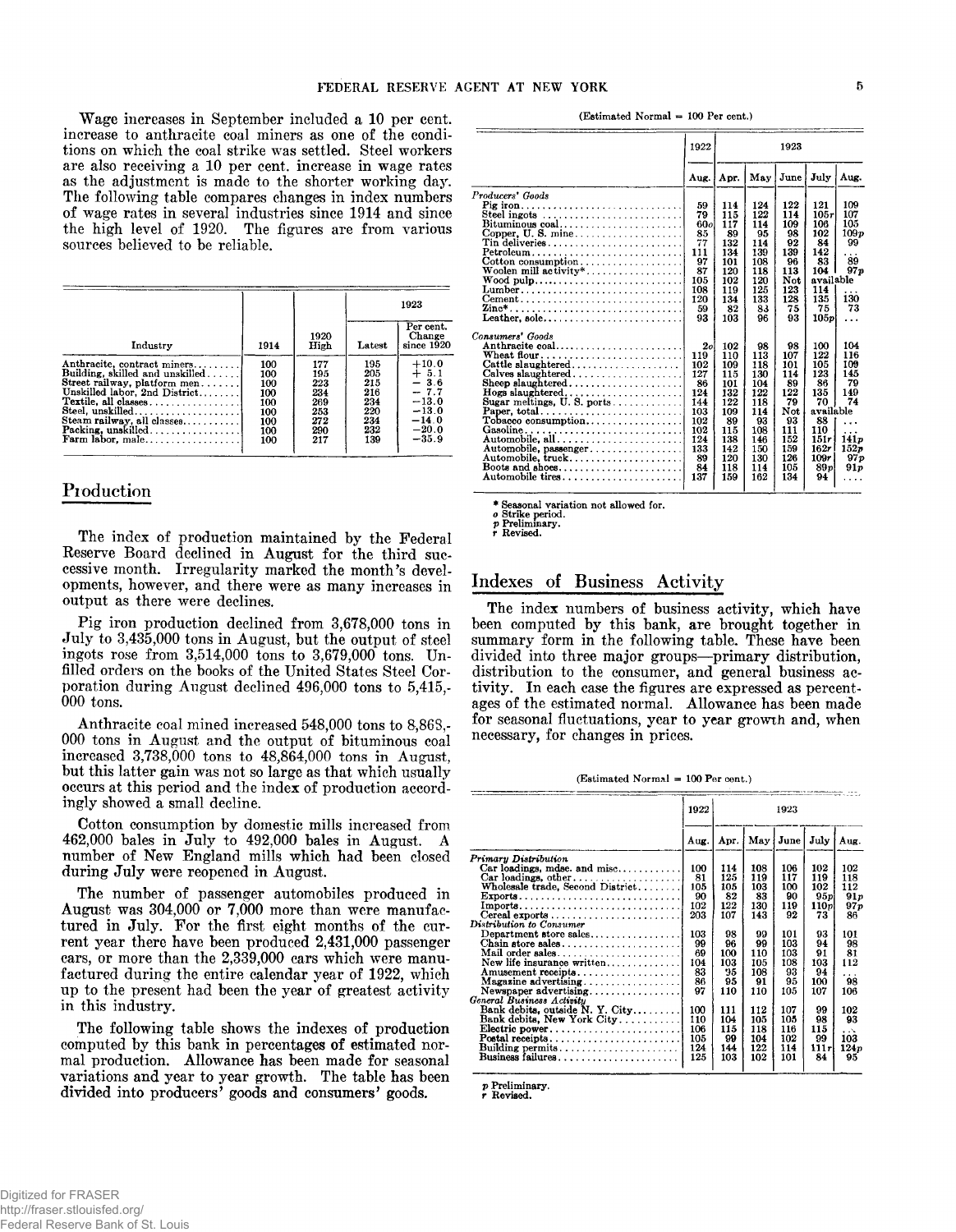Wage increases in September included a 10 per cent. increase to anthracite coal miners as one of the conditions on which the coal strike was settled. Steel workers are also receiving a 10 per cent. increase in wage rates as the adjustment is made to the shorter working day. The following table compares changes in index numbers of wage rates in several industries since 1914 and since the high level of 1920. The figures are from various sources believed to be reliable.

| Industry | 1914 | 1920 High | 1923 Latest | 1923 Per cent. Change since 1920 |
|---|---|---|---|---|
| Anthracite, contract miners | 100 | 177 | 195 | +10.0 |
| Building, skilled and unskilled | 100 | 195 | 205 | + 5.1 |
| Street railway, platform men | 100 | 223 | 215 | − 3.6 |
| Unskilled labor, 2nd District | 100 | 234 | 216 | − 7.7 |
| Textile, all classes | 100 | 269 | 234 | −13.0 |
| Steel, unskilled | 100 | 253 | 220 | −13.0 |
| Steam railway, all classes | 100 | 272 | 234 | −14.0 |
| Packing, unskilled | 100 | 290 | 232 | −20.0 |
| Farm labor, male | 100 | 217 | 139 | −35.9 |

## Production

The index of production maintained by the Federal Reserve Board declined in August for the third successive month. Irregularity marked the month's developments, however, and there were as many increases in output as there were declines.

Pig iron production declined from 3,678,000 tons in July to 3,435,000 tons in August, but the output of steel ingots rose from 3,514,000 tons to 3,679,000 tons. Unfilled orders on the books of the United States Steel Corporation during August declined 496,000 tons to 5,415,000 tons.

Anthracite coal mined increased 548,000 tons to 8,868,000 tons in August and the output of bituminous coal increased 3,738,000 tons to 48,864,000 tons in August, but this latter gain was not so large as that which usually occurs at this period and the index of production accordingly showed a small decline.

Cotton consumption by domestic mills increased from 462,000 bales in July to 492,000 bales in August. A number of New England mills which had been closed during July were reopened in August.

The number of passenger automobiles produced in August was 304,000 or 7,000 more than were manufactured in July. For the first eight months of the current year there have been produced 2,431,000 passenger cars, or more than the 2,339,000 cars which were manufactured during the entire calendar year of 1922, which up to the present had been the year of greatest activity in this industry.

The following table shows the indexes of production computed by this bank in percentages of estimated normal production. Allowance has been made for seasonal variations and year to year growth. The table has been divided into producers' goods and consumers' goods.

(Estimated Normal = 100 Per cent.)

| | 1922 | 1923 | | | | |
|---|---|---|---|---|---|---|
| | Aug. | Apr. | May | June | July | Aug. |
| *Producers' Goods* | | | | | | |
| Pig iron | 59 | 114 | 124 | 122 | 121 | 109 |
| Steel ingots | 79 | 115 | 122 | 114 | 105r | 107 |
| Bituminous coal | 60o | 117 | 114 | 109 | 106 | 105 |
| Copper, U. S. mine | 85 | 89 | 95 | 98 | 102 | 109p |
| Tin deliveries | 77 | 132 | 114 | 92 | 84 | 99 |
| Petroleum | 111 | 134 | 139 | 139 | 142 | ... |
| Cotton consumption | 97 | 101 | 108 | 96 | 83 | 89 |
| Woolen mill activity* | 87 | 120 | 118 | 113 | 104 | 97p |
| Wood pulp | 105 | 102 | 120 | Not | available | |
| Lumber | 108 | 119 | 125 | 123 | 114 | ... |
| Cement | 120 | 134 | 133 | 128 | 135 | 130 |
| Zinc* | 59 | 82 | 83 | 75 | 75 | 73 |
| Leather, sole | 93 | 103 | 96 | 93 | 105p | ... |
| *Consumers' Goods* | | | | | | |
| Anthracite coal | 2o | 102 | 98 | 98 | 100 | 104 |
| Wheat flour | 119 | 110 | 113 | 107 | 122 | 116 |
| Cattle slaughtered | 102 | 109 | 118 | 101 | 105 | 109 |
| Calves slaughtered | 127 | 115 | 130 | 114 | 123 | 145 |
| Sheep slaughtered | 86 | 101 | 104 | 89 | 86 | 79 |
| Hogs slaughtered | 124 | 132 | 122 | 122 | 135 | 149 |
| Sugar meltings, U. S. ports | 144 | 122 | 118 | 79 | 70 | 74 |
| Paper, total | 103 | 109 | 114 | Not | available | |
| Tobacco consumption | 102 | 89 | 93 | 93 | 88 | ... |
| Gasoline | 102 | 115 | 108 | 111 | 110 | ... |
| Automobile, all | 124 | 138 | 146 | 152 | 151r | 141p |
| Automobile, passenger | 133 | 142 | 150 | 159 | 162r | 152p |
| Automobile, truck | 89 | 120 | 130 | 126 | 109r | 97p |
| Boots and shoes | 84 | 118 | 114 | 105 | 89p | 91p |
| Automobile tires | 137 | 159 | 162 | 134 | 94 | .... |

\* Seasonal variation not allowed for.
o Strike period.
p Preliminary.
r Revised.

## Indexes of Business Activity

The index numbers of business activity, which have been computed by this bank, are brought together in summary form in the following table. These have been divided into three major groups—primary distribution, distribution to the consumer, and general business activity. In each case the figures are expressed as percentages of the estimated normal. Allowance has been made for seasonal fluctuations, year to year growth and, when necessary, for changes in prices.

(Estimated Normal = 100 Per cent.)

| | 1922 | 1923 | | | | |
|---|---|---|---|---|---|---|
| | Aug. | Apr. | May | June | July | Aug. |
| *Primary Distribution* | | | | | | |
| Car loadings, mdse. and misc. | 100 | 114 | 108 | 106 | 102 | 102 |
| Car loadings, other | 81 | 125 | 119 | 117 | 119 | 118 |
| Wholesale trade, Second District | 105 | 105 | 103 | 100 | 102 | 112 |
| Exports | 90 | 82 | 83 | 90 | 95p | 91p |
| Imports | 102 | 122 | 130 | 119 | 110p | 97p |
| Cereal exports | 203 | 107 | 143 | 92 | 73 | 86 |
| *Distribution to Consumer* | | | | | | |
| Department store sales | 103 | 98 | 99 | 101 | 93 | 101 |
| Chain store sales | 99 | 96 | 99 | 103 | 94 | 98 |
| Mail order sales | 69 | 100 | 110 | 103 | 91 | 81 |
| New life insurance written | 104 | 103 | 105 | 108 | 103 | 112 |
| Amusement receipts | 83 | 95 | 108 | 93 | 94 | ... |
| Magazine advertising | 86 | 95 | 91 | 95 | 100 | 98 |
| Newspaper advertising | 97 | 110 | 110 | 105 | 107 | 106 |
| *General Business Activity* | | | | | | |
| Bank debits, outside N. Y. City | 100 | 111 | 112 | 107 | 99 | 102 |
| Bank debits, New York City | 110 | 104 | 105 | 105 | 98 | 93 |
| Electric power | 106 | 115 | 118 | 116 | 115 | ... |
| Postal receipts | 105 | 99 | 104 | 102 | 99 | 103 |
| Building permits | 124 | 144 | 122 | 114 | 111r | 124p |
| Business failures | 125 | 103 | 102 | 101 | 84 | 95 |

p Preliminary.
r Revised.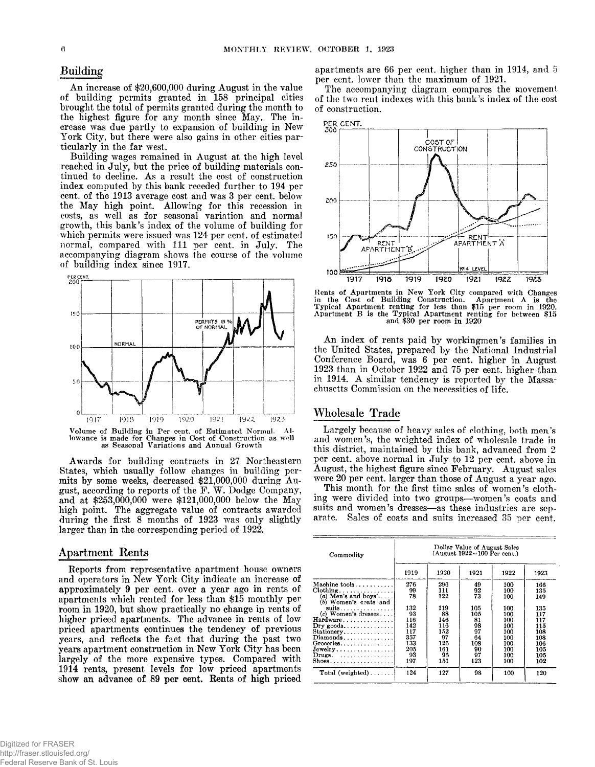## Building

An increase of $20,600,000 during August in the value of building permits granted in 158 principal cities brought the total of permits granted during the month to the highest figure for any month since May. The increase was due partly to expansion of building in New York City, but there were also gains in other cities particularly in the far west.

Building wages remained in August at the high level reached in July, but the price of building materials continued to decline. As a result the cost of construction index computed by this bank receded further to 194 per cent. of the 1913 average cost and was 3 per cent. below the May high point. Allowing for this recession in costs, as well as for seasonal variation and normal growth, this bank's index of the volume of building for which permits were issued was 124 per cent. of estimated normal, compared with 111 per cent. in July. The accompanying diagram shows the course of the volume of building index since 1917.

Volume of Building in Per cent. of Estimated Normal. Allowance is made for Changes in Cost of Construction as well as Seasonal Variations and Annual Growth

Awards for building contracts in 27 Northeastern States, which usually follow changes in building permits by some weeks, decreased $21,000,000 during August, according to reports of the F. W. Dodge Company, and at $253,000,000 were $121,000,000 below the May high point. The aggregate value of contracts awarded during the first 8 months of 1923 was only slightly larger than in the corresponding period of 1922.

## Apartment Rents

Reports from representative apartment house owners and operators in New York City indicate an increase of approximately 9 per cent. over a year ago in rents of apartments which rented for less than $15 monthly per room in 1920, but show practically no change in rents of higher priced apartments. The advance in rents of low priced apartments continues the tendency of previous years, and reflects the fact that during the past two years apartment construction in New York City has been largely of the more expensive types. Compared with 1914 rents, present levels for low priced apartments show an advance of 89 per cent. Rents of high priced apartments are 66 per cent. higher than in 1914, and 5 per cent. lower than the maximum of 1921.

The accompanying diagram compares the movement of the two rent indexes with this bank's index of the cost of construction.

Rents of Apartments in New York City compared with Changes in the Cost of Building Construction. Apartment A is the Typical Apartment renting for less than $15 per room in 1920. Apartment B is the Typical Apartment renting for between $15 and $30 per room in 1920

An index of rents paid by workingmen's families in the United States, prepared by the National Industrial Conference Board, was 6 per cent. higher in August 1923 than in October 1922 and 75 per cent. higher than in 1914. A similar tendency is reported by the Massachusetts Commission on the necessities of life.

## Wholesale Trade

Largely because of heavy sales of clothing, both men's and women's, the weighted index of wholesale trade in this district, maintained by this bank, advanced from 2 per cent. above normal in July to 12 per cent. above in August, the highest figure since February. August sales were 20 per cent. larger than those of August a year ago.

This month for the first time sales of women's clothing were divided into two groups—women's coats and suits and women's dresses—as these industries are separate. Sales of coats and suits increased 35 per cent.

| Commodity | Dollar Value of August Sales (August 1922=100 Per cent.) | | | | |
|---|---|---|---|---|---|
| | 1919 | 1920 | 1921 | 1922 | 1923 |
| Machine tools | 276 | 296 | 49 | 100 | 166 |
| Clothing | 99 | 111 | 92 | 100 | 135 |
| (a) Men's and boys' | 78 | 122 | 73 | 100 | 149 |
| (b) Women's coats and suits | 132 | 119 | 105 | 100 | 135 |
| (c) Women's dresses | 93 | 88 | 105 | 100 | 117 |
| Hardware | 116 | 146 | 81 | 100 | 117 |
| Dry goods | 142 | 116 | 98 | 100 | 115 |
| Stationery | 117 | 152 | 97 | 100 | 108 |
| Diamonds | 357 | 97 | 64 | 100 | 108 |
| Groceries | 133 | 126 | 108 | 100 | 106 |
| Jewelry | 205 | 161 | 90 | 100 | 105 |
| Drugs | 93 | 96 | 97 | 100 | 105 |
| Shoes | 197 | 151 | 123 | 100 | 102 |
| Total (weighted) | 124 | 127 | 98 | 100 | 120 |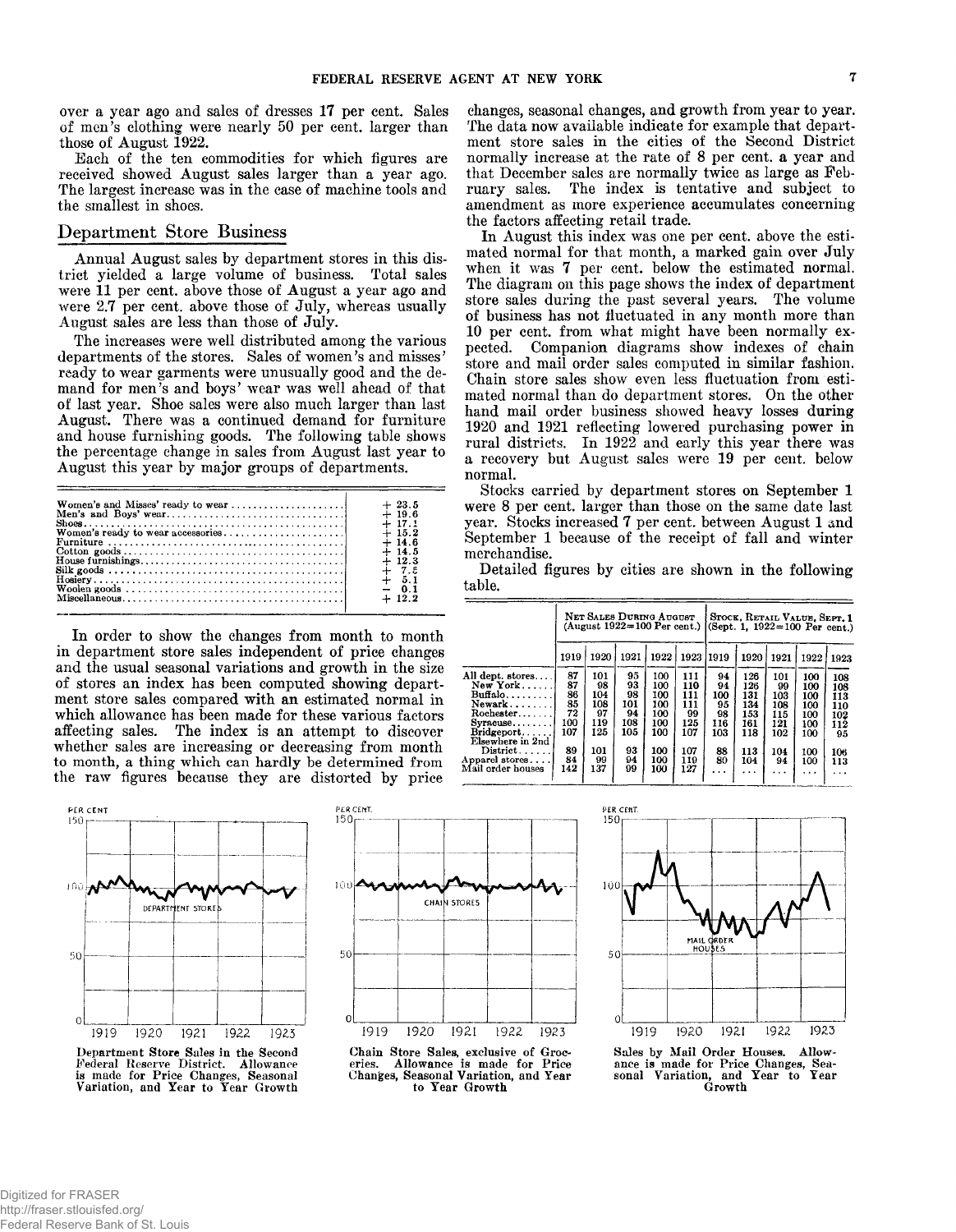over a year ago and sales of dresses 17 per cent. Sales of men's clothing were nearly 50 per cent. larger than those of August 1922.

Each of the ten commodities for which figures are received showed August sales larger than a year ago. The largest increase was in the case of machine tools and the smallest in shoes.

## Department Store Business

Annual August sales by department stores in this district yielded a large volume of business. Total sales were 11 per cent. above those of August a year ago and were 2.7 per cent. above those of July, whereas usually August sales are less than those of July.

The increases were well distributed among the various departments of the stores. Sales of women's and misses' ready to wear garments were unusually good and the demand for men's and boys' wear was well ahead of that of last year. Shoe sales were also much larger than last August. There was a continued demand for furniture and house furnishing goods. The following table shows the percentage change in sales from August last year to August this year by major groups of departments.

| | |
|---|---|
| Women's and Misses' ready to wear | + 23.5 |
| Men's and Boys' wear | + 19.6 |
| Shoes | + 17.1 |
| Women's ready to wear accessories | + 15.2 |
| Furniture | + 14.6 |
| Cotton goods | + 14.5 |
| House furnishings | + 12.3 |
| Silk goods | + 7.5 |
| Hosiery | + 5.1 |
| Woolen goods | − 0.1 |
| Miscellaneous | + 12.2 |

In order to show the changes from month to month in department store sales independent of price changes and the usual seasonal variations and growth in the size of stores an index has been computed showing department store sales compared with an estimated normal in which allowance has been made for these various factors affecting sales. The index is an attempt to discover whether sales are increasing or decreasing from month to month, a thing which can hardly be determined from the raw figures because they are distorted by price changes, seasonal changes, and growth from year to year. The data now available indicate for example that department store sales in the cities of the Second District normally increase at the rate of 8 per cent. a year and that December sales are normally twice as large as February sales. The index is tentative and subject to amendment as more experience accumulates concerning the factors affecting retail trade.

In August this index was one per cent. above the estimated normal for that month, a marked gain over July when it was 7 per cent. below the estimated normal. The diagram on this page shows the index of department store sales during the past several years. The volume of business has not fluctuated in any month more than 10 per cent. from what might have been normally expected. Companion diagrams show indexes of chain store and mail order sales computed in similar fashion. Chain store sales show even less fluctuation from estimated normal than do department stores. On the other hand mail order business showed heavy losses during 1920 and 1921 reflecting lowered purchasing power in rural districts. In 1922 and early this year there was a recovery but August sales were 19 per cent. below normal.

Stocks carried by department stores on September 1 were 8 per cent. larger than those on the same date last year. Stocks increased 7 per cent. between August 1 and September 1 because of the receipt of fall and winter merchandise.

Detailed figures by cities are shown in the following table.

| | Net Sales During August (August 1922=100 Per cent.) | | | | | Stock, Retail Value, Sept. 1 (Sept. 1, 1922=100 Per cent.) | | | | |
|---|---|---|---|---|---|---|---|---|---|---|
| | 1919 | 1920 | 1921 | 1922 | 1923 | 1919 | 1920 | 1921 | 1922 | 1923 |
| All dept. stores | 87 | 101 | 95 | 100 | 111 | 94 | 126 | 101 | 100 | 108 |
| New York | 87 | 98 | 93 | 100 | 110 | 94 | 126 | 99 | 100 | 108 |
| Buffalo | 86 | 104 | 98 | 100 | 111 | 100 | 131 | 103 | 100 | 113 |
| Newark | 85 | 108 | 101 | 100 | 111 | 95 | 134 | 108 | 100 | 110 |
| Rochester | 72 | 97 | 94 | 100 | 99 | 98 | 153 | 115 | 100 | 102 |
| Syracuse | 100 | 119 | 108 | 100 | 125 | 116 | 161 | 121 | 100 | 112 |
| Bridgeport | 107 | 125 | 105 | 100 | 107 | 103 | 118 | 102 | 100 | 95 |
| Elsewhere in 2nd District | 89 | 101 | 93 | 100 | 107 | 88 | 113 | 104 | 100 | 106 |
| Apparel stores | 84 | 99 | 94 | 100 | 119 | 80 | 104 | 94 | 100 | 113 |
| Mail order houses | 142 | 137 | 99 | 100 | 127 | ... | ... | ... | ... | ... |

Department Store Sales in the Second Federal Reserve District. Allowance is made for Price Changes, Seasonal Variation, and Year to Year Growth

Chain Store Sales, exclusive of Groceries. Allowance is made for Price Changes, Seasonal Variation, and Year to Year Growth

Sales by Mail Order Houses. Allowance is made for Price Changes, Seasonal Variation, and Year to Year Growth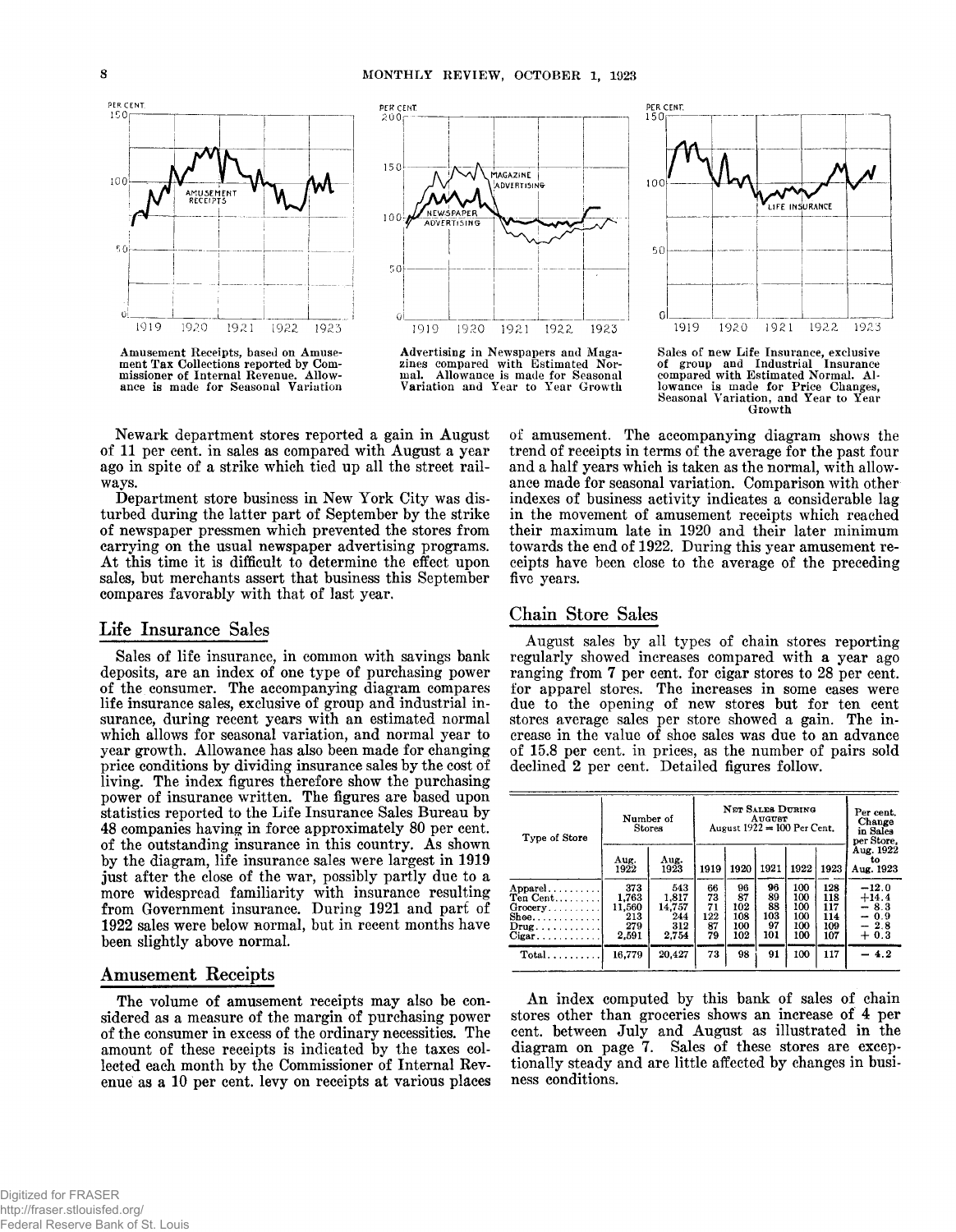PER CENT.

150

100

AMUSEMENT RECEIPTS

50

0

1919 1920 1921 1922 1923

Amusement Receipts, based on Amusement Tax Collections reported by Commissioner of Internal Revenue. Allowance is made for Seasonal Variation

PER CENT.

200

150

MAGAZINE ADVERTISING

NEWSPAPER ADVERTISING

100

50

0

1919 1920 1921 1922 1923

Advertising in Newspapers and Magazines compared with Estimated Normal. Allowance is made for Seasonal Variation and Year to Year Growth

PER CENT.

150

100

LIFE INSURANCE

50

0

1919 1920 1921 1922 1923

Sales of new Life Insurance, exclusive of group and Industrial Insurance compared with Estimated Normal. Allowance is made for Price Changes, Seasonal Variation, and Year to Year Growth

Newark department stores reported a gain in August of 11 per cent. in sales as compared with August a year ago in spite of a strike which tied up all the street railways.

Department store business in New York City was disturbed during the latter part of September by the strike of newspaper pressmen which prevented the stores from carrying on the usual newspaper advertising programs. At this time it is difficult to determine the effect upon sales, but merchants assert that business this September compares favorably with that of last year.

## Life Insurance Sales

Sales of life insurance, in common with savings bank deposits, are an index of one type of purchasing power of the consumer. The accompanying diagram compares life insurance sales, exclusive of group and industrial insurance, during recent years with an estimated normal which allows for seasonal variation, and normal year to year growth. Allowance has also been made for changing price conditions by dividing insurance sales by the cost of living. The index figures therefore show the purchasing power of insurance written. The figures are based upon statistics reported to the Life Insurance Sales Bureau by 48 companies having in force approximately 80 per cent. of the outstanding insurance in this country. As shown by the diagram, life insurance sales were largest in 1919 just after the close of the war, possibly partly due to a more widespread familiarity with insurance resulting from Government insurance. During 1921 and part of 1922 sales were below normal, but in recent months have been slightly above normal.

## Amusement Receipts

The volume of amusement receipts may also be considered as a measure of the margin of purchasing power of the consumer in excess of the ordinary necessities. The amount of these receipts is indicated by the taxes collected each month by the Commissioner of Internal Revenue as a 10 per cent. levy on receipts at various places of amusement. The accompanying diagram shows the trend of receipts in terms of the average for the past four and a half years which is taken as the normal, with allowance made for seasonal variation. Comparison with other indexes of business activity indicates a considerable lag in the movement of amusement receipts which reached their maximum late in 1920 and their later minimum towards the end of 1922. During this year amusement receipts have been close to the average of the preceding five years.

## Chain Store Sales

August sales by all types of chain stores reporting regularly showed increases compared with a year ago ranging from 7 per cent. for cigar stores to 28 per cent. for apparel stores. The increases in some cases were due to the opening of new stores but for ten cent stores average sales per store showed a gain. The increase in the value of shoe sales was due to an advance of 15.8 per cent. in prices, as the number of pairs sold declined 2 per cent. Detailed figures follow.

| Type of Store | Number of Stores | | Net Sales During August August 1922 = 100 Per Cent. | | | | | Per cent. Change in Sales per Store, Aug. 1922 to Aug. 1923 |
|---|---|---|---|---|---|---|---|---|
| | Aug. 1922 | Aug. 1923 | 1919 | 1920 | 1921 | 1922 | 1923 | |
| Apparel | 373 | 543 | 66 | 96 | 96 | 100 | 128 | −12.0 |
| Ten Cent | 1,763 | 1,817 | 73 | 87 | 89 | 100 | 118 | +14.4 |
| Grocery | 11,560 | 14,757 | 71 | 102 | 88 | 100 | 117 | − 8.3 |
| Shoe | 213 | 244 | 122 | 108 | 103 | 100 | 114 | − 0.9 |
| Drug | 279 | 312 | 87 | 100 | 97 | 100 | 109 | − 2.8 |
| Cigar | 2,591 | 2,754 | 79 | 102 | 101 | 100 | 107 | + 0.3 |
| Total | 16,779 | 20,427 | 73 | 98 | 91 | 100 | 117 | − 4.2 |

An index computed by this bank of sales of chain stores other than groceries shows an increase of 4 per cent. between July and August as illustrated in the diagram on page 7. Sales of these stores are exceptionally steady and are little affected by changes in business conditions.